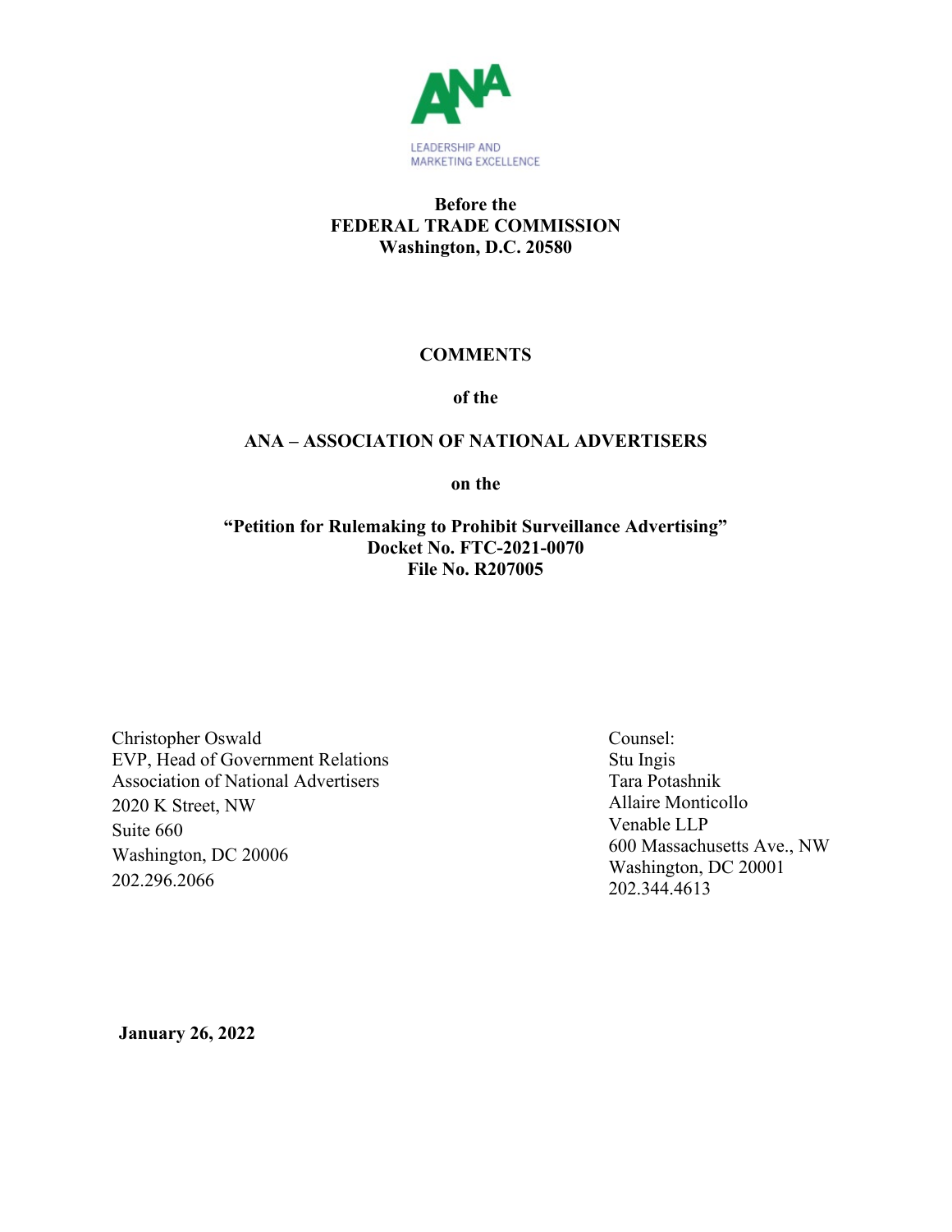ANA

LEADERSHIP AND
MARKETING EXCELLENCE

**Before the**
**FEDERAL TRADE COMMISSION**
**Washington, D.C. 20580**

**COMMENTS**

**of the**

**ANA – ASSOCIATION OF NATIONAL ADVERTISERS**

**on the**

**"Petition for Rulemaking to Prohibit Surveillance Advertising"**
**Docket No. FTC-2021-0070**
**File No. R207005**

Christopher Oswald
EVP, Head of Government Relations
Association of National Advertisers
2020 K Street, NW
Suite 660
Washington, DC 20006
202.296.2066

Counsel:
Stu Ingis
Tara Potashnik
Allaire Monticollo
Venable LLP
600 Massachusetts Ave., NW
Washington, DC 20001
202.344.4613

**January 26, 2022**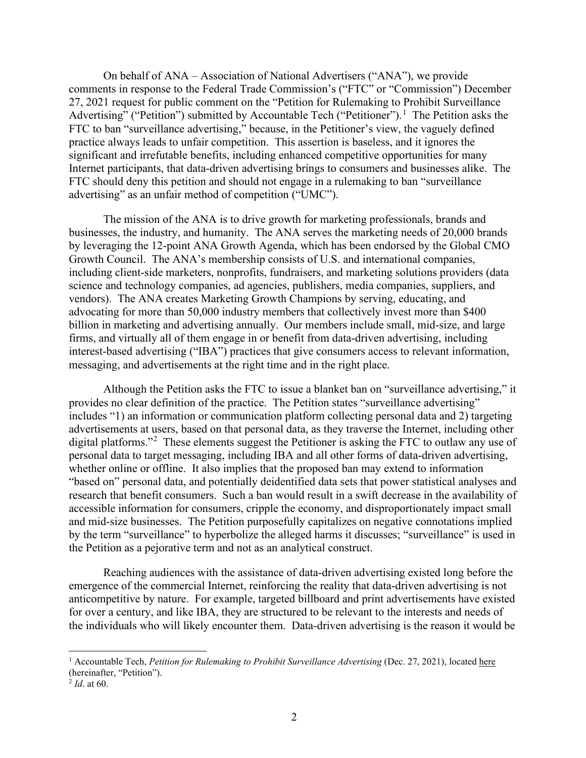On behalf of ANA – Association of National Advertisers ("ANA"), we provide comments in response to the Federal Trade Commission's ("FTC" or "Commission") December 27, 2021 request for public comment on the "Petition for Rulemaking to Prohibit Surveillance Advertising" ("Petition") submitted by Accountable Tech ("Petitioner").[1] The Petition asks the FTC to ban "surveillance advertising," because, in the Petitioner's view, the vaguely defined practice always leads to unfair competition. This assertion is baseless, and it ignores the significant and irrefutable benefits, including enhanced competitive opportunities for many Internet participants, that data-driven advertising brings to consumers and businesses alike. The FTC should deny this petition and should not engage in a rulemaking to ban "surveillance advertising" as an unfair method of competition ("UMC").

The mission of the ANA is to drive growth for marketing professionals, brands and businesses, the industry, and humanity. The ANA serves the marketing needs of 20,000 brands by leveraging the 12-point ANA Growth Agenda, which has been endorsed by the Global CMO Growth Council. The ANA's membership consists of U.S. and international companies, including client-side marketers, nonprofits, fundraisers, and marketing solutions providers (data science and technology companies, ad agencies, publishers, media companies, suppliers, and vendors). The ANA creates Marketing Growth Champions by serving, educating, and advocating for more than 50,000 industry members that collectively invest more than $400 billion in marketing and advertising annually. Our members include small, mid-size, and large firms, and virtually all of them engage in or benefit from data-driven advertising, including interest-based advertising ("IBA") practices that give consumers access to relevant information, messaging, and advertisements at the right time and in the right place.

Although the Petition asks the FTC to issue a blanket ban on "surveillance advertising," it provides no clear definition of the practice. The Petition states "surveillance advertising" includes "1) an information or communication platform collecting personal data and 2) targeting advertisements at users, based on that personal data, as they traverse the Internet, including other digital platforms."[2] These elements suggest the Petitioner is asking the FTC to outlaw any use of personal data to target messaging, including IBA and all other forms of data-driven advertising, whether online or offline. It also implies that the proposed ban may extend to information "based on" personal data, and potentially deidentified data sets that power statistical analyses and research that benefit consumers. Such a ban would result in a swift decrease in the availability of accessible information for consumers, cripple the economy, and disproportionately impact small and mid-size businesses. The Petition purposefully capitalizes on negative connotations implied by the term "surveillance" to hyperbolize the alleged harms it discusses; "surveillance" is used in the Petition as a pejorative term and not as an analytical construct.

Reaching audiences with the assistance of data-driven advertising existed long before the emergence of the commercial Internet, reinforcing the reality that data-driven advertising is not anticompetitive by nature. For example, targeted billboard and print advertisements have existed for over a century, and like IBA, they are structured to be relevant to the interests and needs of the individuals who will likely encounter them. Data-driven advertising is the reason it would be

---

[1] Accountable Tech, *Petition for Rulemaking to Prohibit Surveillance Advertising* (Dec. 27, 2021), located here (hereinafter, "Petition").

[2] *Id*. at 60.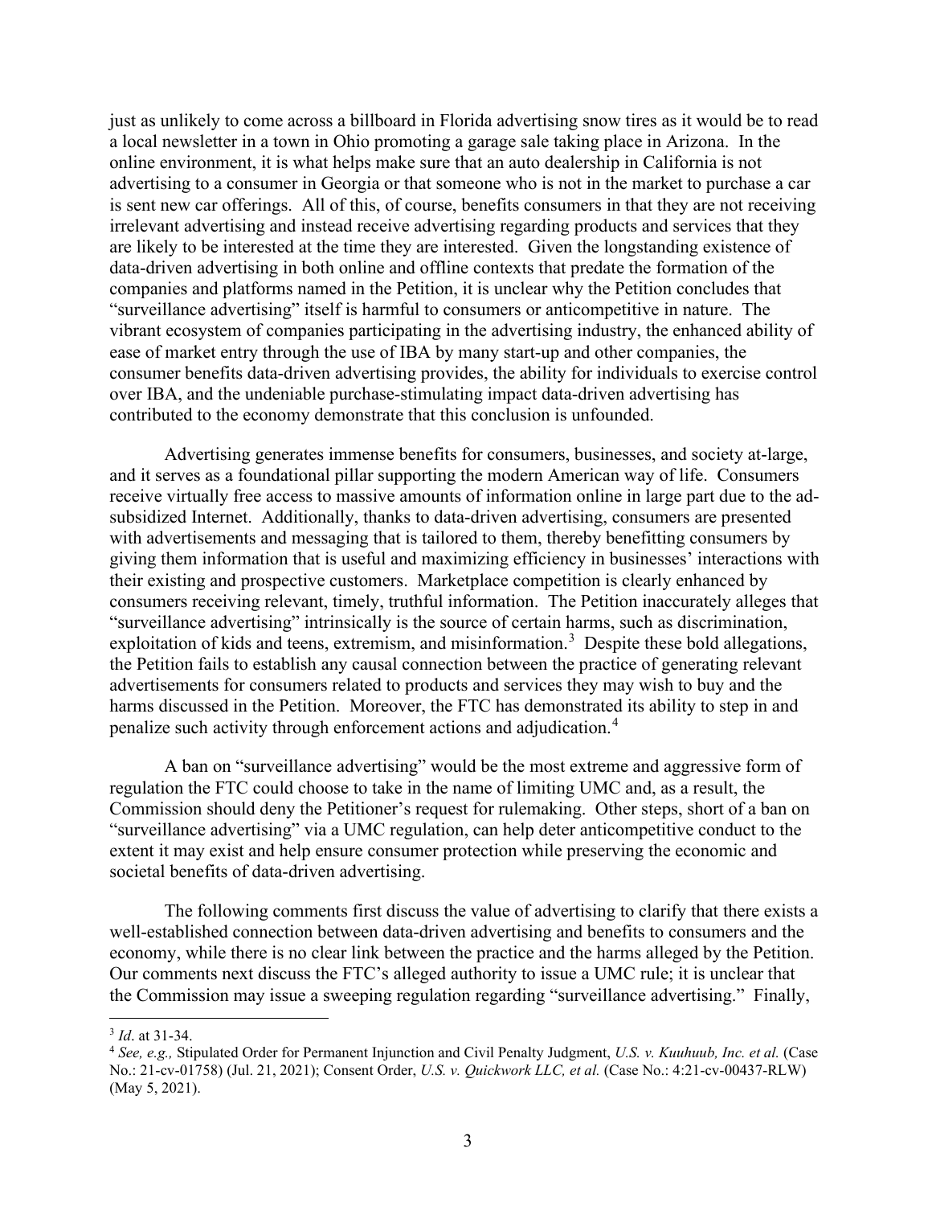just as unlikely to come across a billboard in Florida advertising snow tires as it would be to read a local newsletter in a town in Ohio promoting a garage sale taking place in Arizona. In the online environment, it is what helps make sure that an auto dealership in California is not advertising to a consumer in Georgia or that someone who is not in the market to purchase a car is sent new car offerings. All of this, of course, benefits consumers in that they are not receiving irrelevant advertising and instead receive advertising regarding products and services that they are likely to be interested at the time they are interested. Given the longstanding existence of data-driven advertising in both online and offline contexts that predate the formation of the companies and platforms named in the Petition, it is unclear why the Petition concludes that "surveillance advertising" itself is harmful to consumers or anticompetitive in nature. The vibrant ecosystem of companies participating in the advertising industry, the enhanced ability of ease of market entry through the use of IBA by many start-up and other companies, the consumer benefits data-driven advertising provides, the ability for individuals to exercise control over IBA, and the undeniable purchase-stimulating impact data-driven advertising has contributed to the economy demonstrate that this conclusion is unfounded.

Advertising generates immense benefits for consumers, businesses, and society at-large, and it serves as a foundational pillar supporting the modern American way of life. Consumers receive virtually free access to massive amounts of information online in large part due to the ad-subsidized Internet. Additionally, thanks to data-driven advertising, consumers are presented with advertisements and messaging that is tailored to them, thereby benefitting consumers by giving them information that is useful and maximizing efficiency in businesses' interactions with their existing and prospective customers. Marketplace competition is clearly enhanced by consumers receiving relevant, timely, truthful information. The Petition inaccurately alleges that "surveillance advertising" intrinsically is the source of certain harms, such as discrimination, exploitation of kids and teens, extremism, and misinformation.[3] Despite these bold allegations, the Petition fails to establish any causal connection between the practice of generating relevant advertisements for consumers related to products and services they may wish to buy and the harms discussed in the Petition. Moreover, the FTC has demonstrated its ability to step in and penalize such activity through enforcement actions and adjudication.[4]

A ban on "surveillance advertising" would be the most extreme and aggressive form of regulation the FTC could choose to take in the name of limiting UMC and, as a result, the Commission should deny the Petitioner's request for rulemaking. Other steps, short of a ban on "surveillance advertising" via a UMC regulation, can help deter anticompetitive conduct to the extent it may exist and help ensure consumer protection while preserving the economic and societal benefits of data-driven advertising.

The following comments first discuss the value of advertising to clarify that there exists a well-established connection between data-driven advertising and benefits to consumers and the economy, while there is no clear link between the practice and the harms alleged by the Petition. Our comments next discuss the FTC's alleged authority to issue a UMC rule; it is unclear that the Commission may issue a sweeping regulation regarding "surveillance advertising." Finally,

---

[3] *Id*. at 31-34.

[4] *See, e.g.,* Stipulated Order for Permanent Injunction and Civil Penalty Judgment, *U.S. v. Kuuhuub, Inc. et al.* (Case No.: 21-cv-01758) (Jul. 21, 2021); Consent Order, *U.S. v. Quickwork LLC, et al.* (Case No.: 4:21-cv-00437-RLW) (May 5, 2021).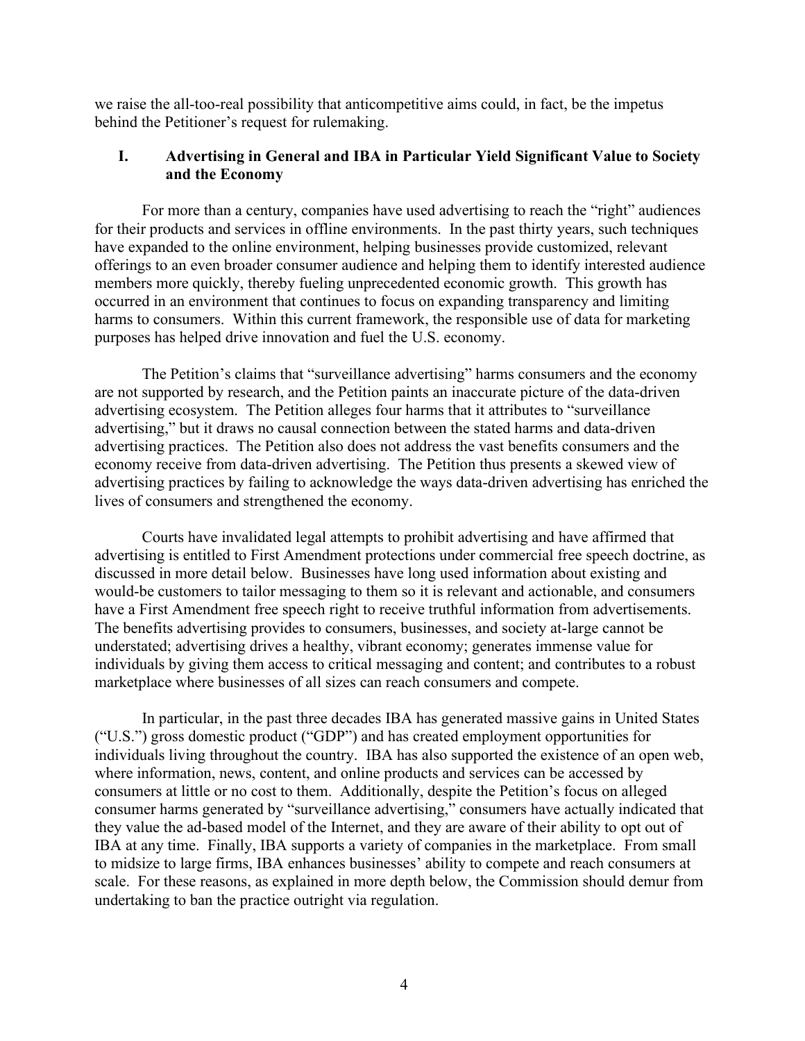we raise the all-too-real possibility that anticompetitive aims could, in fact, be the impetus behind the Petitioner's request for rulemaking.

## I. Advertising in General and IBA in Particular Yield Significant Value to Society and the Economy

For more than a century, companies have used advertising to reach the "right" audiences for their products and services in offline environments. In the past thirty years, such techniques have expanded to the online environment, helping businesses provide customized, relevant offerings to an even broader consumer audience and helping them to identify interested audience members more quickly, thereby fueling unprecedented economic growth. This growth has occurred in an environment that continues to focus on expanding transparency and limiting harms to consumers. Within this current framework, the responsible use of data for marketing purposes has helped drive innovation and fuel the U.S. economy.

The Petition's claims that "surveillance advertising" harms consumers and the economy are not supported by research, and the Petition paints an inaccurate picture of the data-driven advertising ecosystem. The Petition alleges four harms that it attributes to "surveillance advertising," but it draws no causal connection between the stated harms and data-driven advertising practices. The Petition also does not address the vast benefits consumers and the economy receive from data-driven advertising. The Petition thus presents a skewed view of advertising practices by failing to acknowledge the ways data-driven advertising has enriched the lives of consumers and strengthened the economy.

Courts have invalidated legal attempts to prohibit advertising and have affirmed that advertising is entitled to First Amendment protections under commercial free speech doctrine, as discussed in more detail below. Businesses have long used information about existing and would-be customers to tailor messaging to them so it is relevant and actionable, and consumers have a First Amendment free speech right to receive truthful information from advertisements. The benefits advertising provides to consumers, businesses, and society at-large cannot be understated; advertising drives a healthy, vibrant economy; generates immense value for individuals by giving them access to critical messaging and content; and contributes to a robust marketplace where businesses of all sizes can reach consumers and compete.

In particular, in the past three decades IBA has generated massive gains in United States ("U.S.") gross domestic product ("GDP") and has created employment opportunities for individuals living throughout the country. IBA has also supported the existence of an open web, where information, news, content, and online products and services can be accessed by consumers at little or no cost to them. Additionally, despite the Petition's focus on alleged consumer harms generated by "surveillance advertising," consumers have actually indicated that they value the ad-based model of the Internet, and they are aware of their ability to opt out of IBA at any time. Finally, IBA supports a variety of companies in the marketplace. From small to midsize to large firms, IBA enhances businesses' ability to compete and reach consumers at scale. For these reasons, as explained in more depth below, the Commission should demur from undertaking to ban the practice outright via regulation.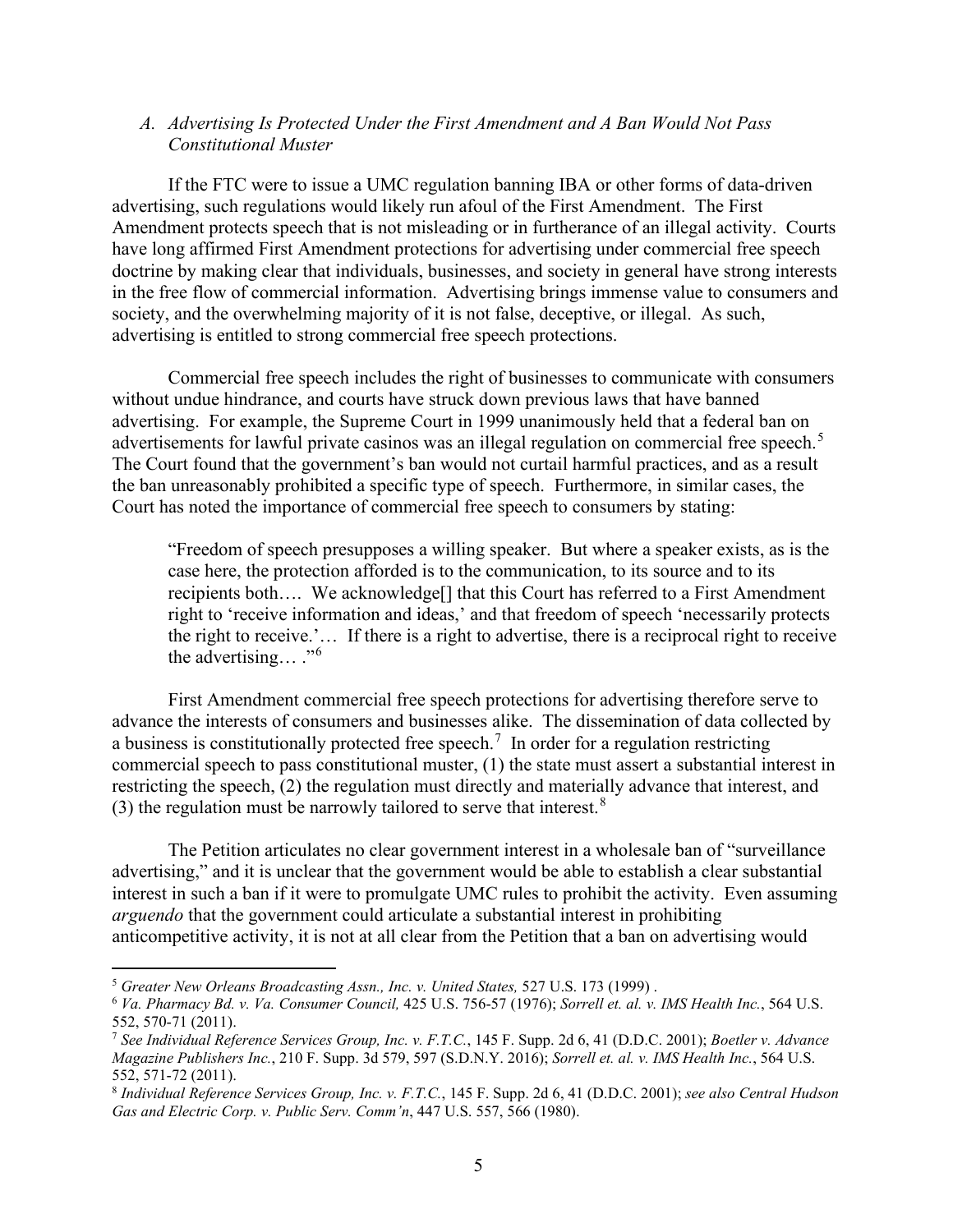### *A. Advertising Is Protected Under the First Amendment and A Ban Would Not Pass Constitutional Muster*

If the FTC were to issue a UMC regulation banning IBA or other forms of data-driven advertising, such regulations would likely run afoul of the First Amendment. The First Amendment protects speech that is not misleading or in furtherance of an illegal activity. Courts have long affirmed First Amendment protections for advertising under commercial free speech doctrine by making clear that individuals, businesses, and society in general have strong interests in the free flow of commercial information. Advertising brings immense value to consumers and society, and the overwhelming majority of it is not false, deceptive, or illegal. As such, advertising is entitled to strong commercial free speech protections.

Commercial free speech includes the right of businesses to communicate with consumers without undue hindrance, and courts have struck down previous laws that have banned advertising. For example, the Supreme Court in 1999 unanimously held that a federal ban on advertisements for lawful private casinos was an illegal regulation on commercial free speech.[5] The Court found that the government's ban would not curtail harmful practices, and as a result the ban unreasonably prohibited a specific type of speech. Furthermore, in similar cases, the Court has noted the importance of commercial free speech to consumers by stating:

> "Freedom of speech presupposes a willing speaker. But where a speaker exists, as is the case here, the protection afforded is to the communication, to its source and to its recipients both…. We acknowledge[] that this Court has referred to a First Amendment right to 'receive information and ideas,' and that freedom of speech 'necessarily protects the right to receive.'… If there is a right to advertise, there is a reciprocal right to receive the advertising… ."[6]

First Amendment commercial free speech protections for advertising therefore serve to advance the interests of consumers and businesses alike. The dissemination of data collected by a business is constitutionally protected free speech.[7] In order for a regulation restricting commercial speech to pass constitutional muster, (1) the state must assert a substantial interest in restricting the speech, (2) the regulation must directly and materially advance that interest, and (3) the regulation must be narrowly tailored to serve that interest.[8]

The Petition articulates no clear government interest in a wholesale ban of "surveillance advertising," and it is unclear that the government would be able to establish a clear substantial interest in such a ban if it were to promulgate UMC rules to prohibit the activity. Even assuming *arguendo* that the government could articulate a substantial interest in prohibiting anticompetitive activity, it is not at all clear from the Petition that a ban on advertising would

---

[5] *Greater New Orleans Broadcasting Assn., Inc. v. United States,* 527 U.S. 173 (1999) .

[6] *Va. Pharmacy Bd. v. Va. Consumer Council,* 425 U.S. 756-57 (1976); *Sorrell et. al. v. IMS Health Inc.*, 564 U.S. 552, 570-71 (2011).

[7] *See Individual Reference Services Group, Inc. v. F.T.C.*, 145 F. Supp. 2d 6, 41 (D.D.C. 2001); *Boetler v. Advance Magazine Publishers Inc.*, 210 F. Supp. 3d 579, 597 (S.D.N.Y. 2016); *Sorrell et. al. v. IMS Health Inc.*, 564 U.S. 552, 571-72 (2011).

[8] *Individual Reference Services Group, Inc. v. F.T.C.*, 145 F. Supp. 2d 6, 41 (D.D.C. 2001); *see also Central Hudson Gas and Electric Corp. v. Public Serv. Comm'n*, 447 U.S. 557, 566 (1980).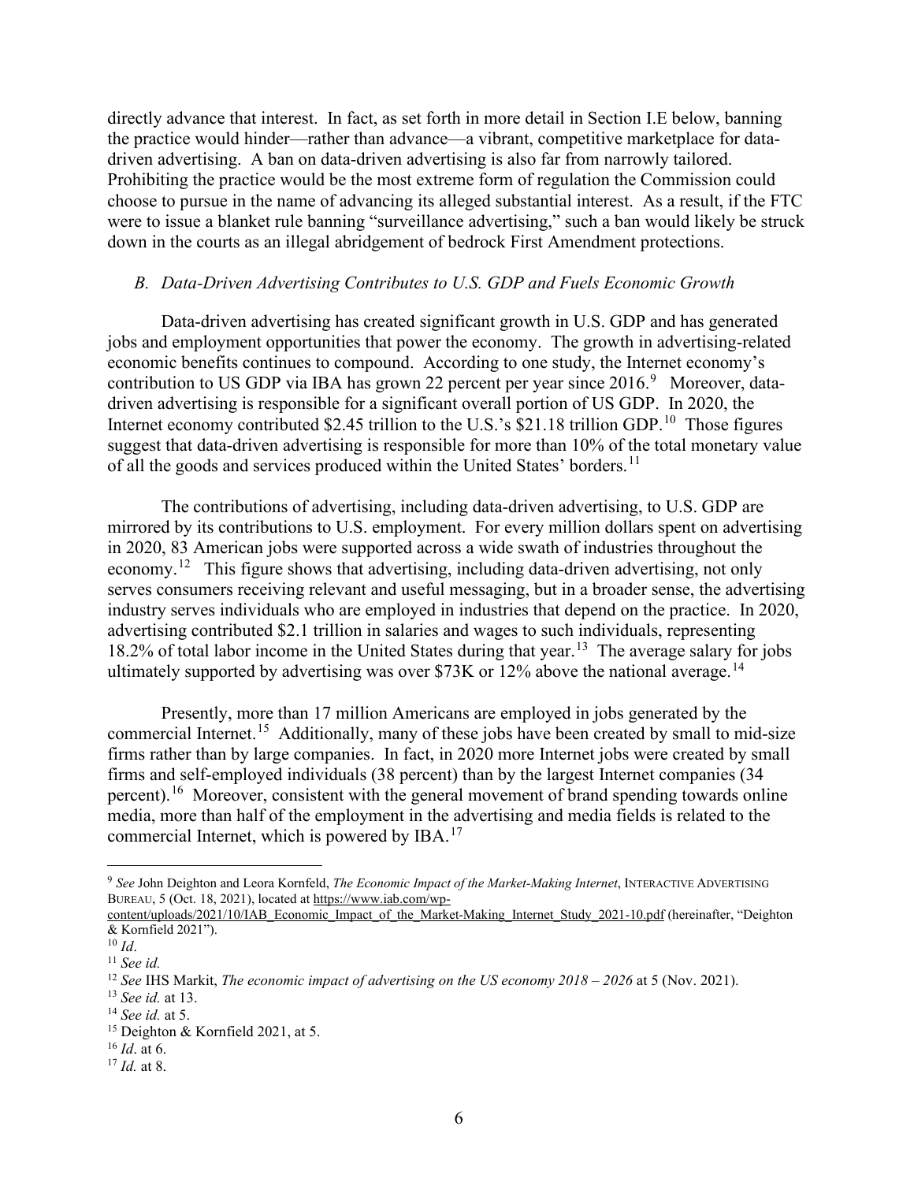directly advance that interest. In fact, as set forth in more detail in Section I.E below, banning the practice would hinder—rather than advance—a vibrant, competitive marketplace for data-driven advertising. A ban on data-driven advertising is also far from narrowly tailored. Prohibiting the practice would be the most extreme form of regulation the Commission could choose to pursue in the name of advancing its alleged substantial interest. As a result, if the FTC were to issue a blanket rule banning "surveillance advertising," such a ban would likely be struck down in the courts as an illegal abridgement of bedrock First Amendment protections.

### *B. Data-Driven Advertising Contributes to U.S. GDP and Fuels Economic Growth*

Data-driven advertising has created significant growth in U.S. GDP and has generated jobs and employment opportunities that power the economy. The growth in advertising-related economic benefits continues to compound. According to one study, the Internet economy's contribution to US GDP via IBA has grown 22 percent per year since 2016.[9] Moreover, data-driven advertising is responsible for a significant overall portion of US GDP. In 2020, the Internet economy contributed $2.45 trillion to the U.S.'s $21.18 trillion GDP.[10] Those figures suggest that data-driven advertising is responsible for more than 10% of the total monetary value of all the goods and services produced within the United States' borders.[11]

The contributions of advertising, including data-driven advertising, to U.S. GDP are mirrored by its contributions to U.S. employment. For every million dollars spent on advertising in 2020, 83 American jobs were supported across a wide swath of industries throughout the economy.[12] This figure shows that advertising, including data-driven advertising, not only serves consumers receiving relevant and useful messaging, but in a broader sense, the advertising industry serves individuals who are employed in industries that depend on the practice. In 2020, advertising contributed $2.1 trillion in salaries and wages to such individuals, representing 18.2% of total labor income in the United States during that year.[13] The average salary for jobs ultimately supported by advertising was over $73K or 12% above the national average.[14]

Presently, more than 17 million Americans are employed in jobs generated by the commercial Internet.[15] Additionally, many of these jobs have been created by small to mid-size firms rather than by large companies. In fact, in 2020 more Internet jobs were created by small firms and self-employed individuals (38 percent) than by the largest Internet companies (34 percent).[16] Moreover, consistent with the general movement of brand spending towards online media, more than half of the employment in the advertising and media fields is related to the commercial Internet, which is powered by IBA.[17]

---

[9] *See* John Deighton and Leora Kornfeld, *The Economic Impact of the Market-Making Internet*, INTERACTIVE ADVERTISING BUREAU, 5 (Oct. 18, 2021), located at https://www.iab.com/wp-content/uploads/2021/10/IAB_Economic_Impact_of_the_Market-Making_Internet_Study_2021-10.pdf (hereinafter, "Deighton & Kornfield 2021").

[10] *Id*.

[11] *See id.*

[12] *See* IHS Markit, *The economic impact of advertising on the US economy 2018 – 2026* at 5 (Nov. 2021).

[13] *See id.* at 13.

[14] *See id.* at 5.

[15] Deighton & Kornfield 2021, at 5.

[16] *Id*. at 6.

[17] *Id.* at 8.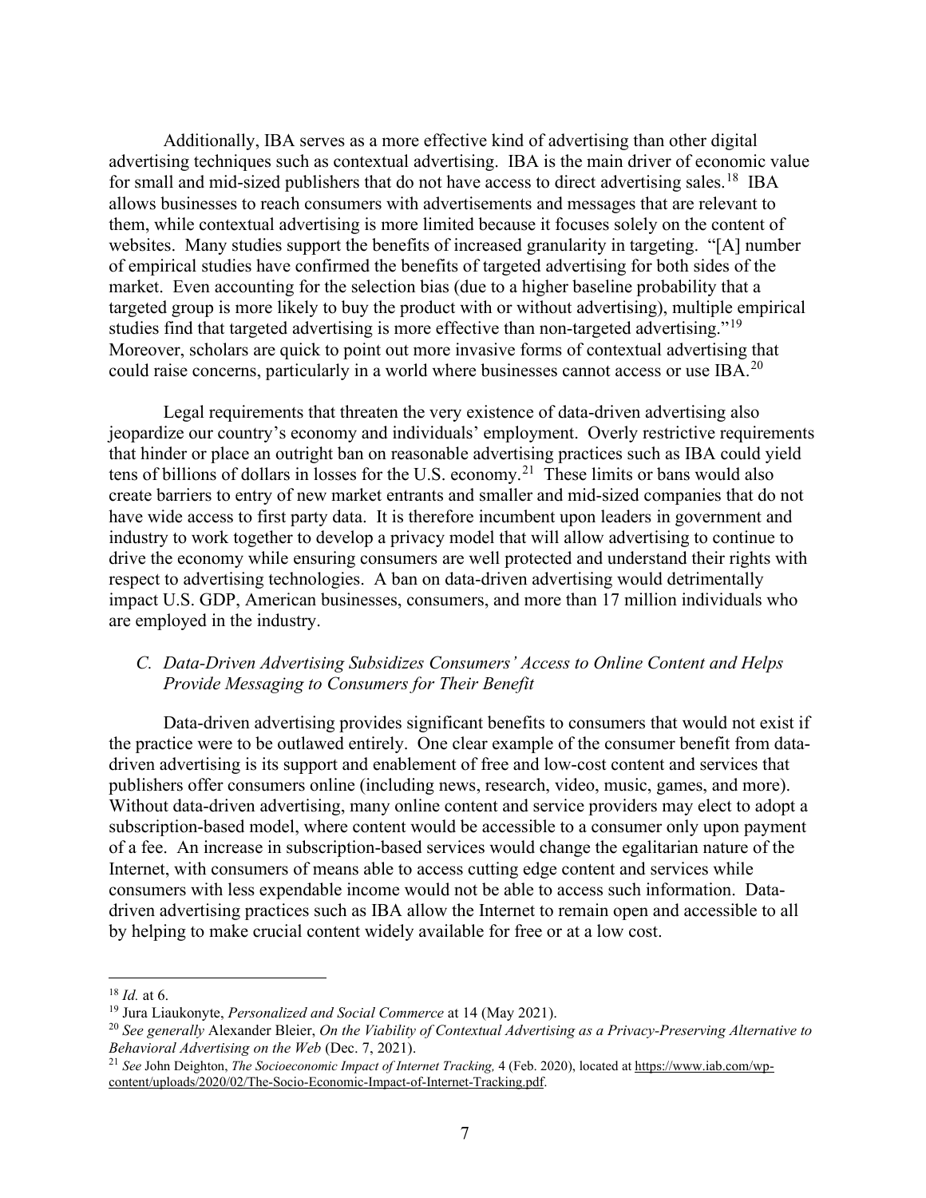Additionally, IBA serves as a more effective kind of advertising than other digital advertising techniques such as contextual advertising. IBA is the main driver of economic value for small and mid-sized publishers that do not have access to direct advertising sales.[18] IBA allows businesses to reach consumers with advertisements and messages that are relevant to them, while contextual advertising is more limited because it focuses solely on the content of websites. Many studies support the benefits of increased granularity in targeting. "[A] number of empirical studies have confirmed the benefits of targeted advertising for both sides of the market. Even accounting for the selection bias (due to a higher baseline probability that a targeted group is more likely to buy the product with or without advertising), multiple empirical studies find that targeted advertising is more effective than non-targeted advertising."[19] Moreover, scholars are quick to point out more invasive forms of contextual advertising that could raise concerns, particularly in a world where businesses cannot access or use IBA.[20]

Legal requirements that threaten the very existence of data-driven advertising also jeopardize our country's economy and individuals' employment. Overly restrictive requirements that hinder or place an outright ban on reasonable advertising practices such as IBA could yield tens of billions of dollars in losses for the U.S. economy.[21] These limits or bans would also create barriers to entry of new market entrants and smaller and mid-sized companies that do not have wide access to first party data. It is therefore incumbent upon leaders in government and industry to work together to develop a privacy model that will allow advertising to continue to drive the economy while ensuring consumers are well protected and understand their rights with respect to advertising technologies. A ban on data-driven advertising would detrimentally impact U.S. GDP, American businesses, consumers, and more than 17 million individuals who are employed in the industry.

### *C. Data-Driven Advertising Subsidizes Consumers' Access to Online Content and Helps Provide Messaging to Consumers for Their Benefit*

Data-driven advertising provides significant benefits to consumers that would not exist if the practice were to be outlawed entirely. One clear example of the consumer benefit from data-driven advertising is its support and enablement of free and low-cost content and services that publishers offer consumers online (including news, research, video, music, games, and more). Without data-driven advertising, many online content and service providers may elect to adopt a subscription-based model, where content would be accessible to a consumer only upon payment of a fee. An increase in subscription-based services would change the egalitarian nature of the Internet, with consumers of means able to access cutting edge content and services while consumers with less expendable income would not be able to access such information. Data-driven advertising practices such as IBA allow the Internet to remain open and accessible to all by helping to make crucial content widely available for free or at a low cost.

---

[18] *Id.* at 6.

[19] Jura Liaukonyte, *Personalized and Social Commerce* at 14 (May 2021).

[20] *See generally* Alexander Bleier, *On the Viability of Contextual Advertising as a Privacy-Preserving Alternative to Behavioral Advertising on the Web* (Dec. 7, 2021).

[21] *See* John Deighton, *The Socioeconomic Impact of Internet Tracking,* 4 (Feb. 2020), located at https://www.iab.com/wp-content/uploads/2020/02/The-Socio-Economic-Impact-of-Internet-Tracking.pdf.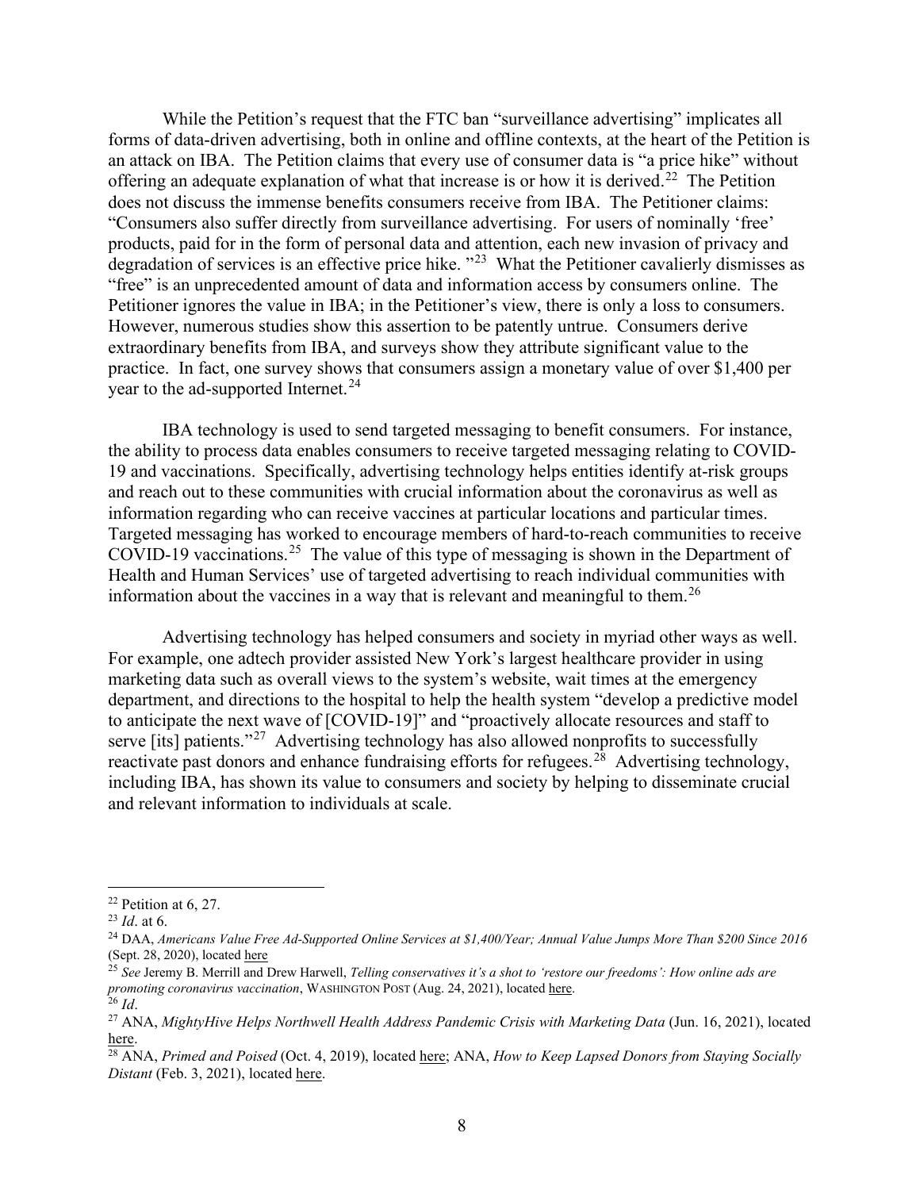While the Petition's request that the FTC ban "surveillance advertising" implicates all forms of data-driven advertising, both in online and offline contexts, at the heart of the Petition is an attack on IBA. The Petition claims that every use of consumer data is "a price hike" without offering an adequate explanation of what that increase is or how it is derived.[22] The Petition does not discuss the immense benefits consumers receive from IBA. The Petitioner claims: "Consumers also suffer directly from surveillance advertising. For users of nominally 'free' products, paid for in the form of personal data and attention, each new invasion of privacy and degradation of services is an effective price hike. "[23] What the Petitioner cavalierly dismisses as "free" is an unprecedented amount of data and information access by consumers online. The Petitioner ignores the value in IBA; in the Petitioner's view, there is only a loss to consumers. However, numerous studies show this assertion to be patently untrue. Consumers derive extraordinary benefits from IBA, and surveys show they attribute significant value to the practice. In fact, one survey shows that consumers assign a monetary value of over $1,400 per year to the ad-supported Internet.[24]

IBA technology is used to send targeted messaging to benefit consumers. For instance, the ability to process data enables consumers to receive targeted messaging relating to COVID-19 and vaccinations. Specifically, advertising technology helps entities identify at-risk groups and reach out to these communities with crucial information about the coronavirus as well as information regarding who can receive vaccines at particular locations and particular times. Targeted messaging has worked to encourage members of hard-to-reach communities to receive COVID-19 vaccinations.[25] The value of this type of messaging is shown in the Department of Health and Human Services' use of targeted advertising to reach individual communities with information about the vaccines in a way that is relevant and meaningful to them.[26]

Advertising technology has helped consumers and society in myriad other ways as well. For example, one adtech provider assisted New York's largest healthcare provider in using marketing data such as overall views to the system's website, wait times at the emergency department, and directions to the hospital to help the health system "develop a predictive model to anticipate the next wave of [COVID-19]" and "proactively allocate resources and staff to serve [its] patients."[27] Advertising technology has also allowed nonprofits to successfully reactivate past donors and enhance fundraising efforts for refugees.[28] Advertising technology, including IBA, has shown its value to consumers and society by helping to disseminate crucial and relevant information to individuals at scale.

---

[22] Petition at 6, 27.

[23] *Id*. at 6.

[24] DAA, *Americans Value Free Ad-Supported Online Services at $1,400/Year; Annual Value Jumps More Than $200 Since 2016* (Sept. 28, 2020), located here

[25] *See* Jeremy B. Merrill and Drew Harwell, *Telling conservatives it's a shot to 'restore our freedoms': How online ads are promoting coronavirus vaccination*, WASHINGTON POST (Aug. 24, 2021), located here.

[26] *Id*.

[27] ANA, *MightyHive Helps Northwell Health Address Pandemic Crisis with Marketing Data* (Jun. 16, 2021), located here.

[28] ANA, *Primed and Poised* (Oct. 4, 2019), located here; ANA, *How to Keep Lapsed Donors from Staying Socially Distant* (Feb. 3, 2021), located here.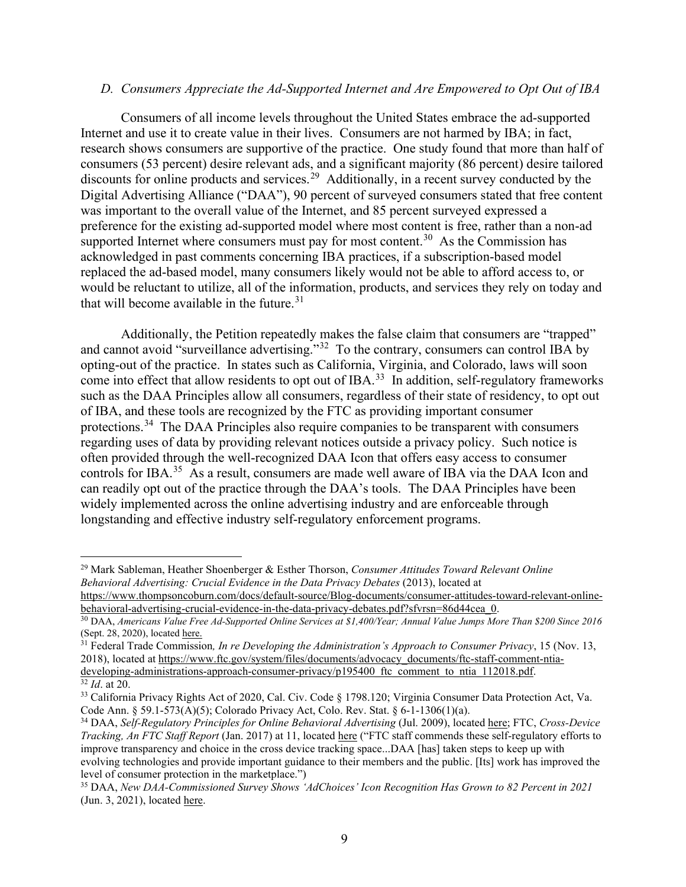### *D. Consumers Appreciate the Ad-Supported Internet and Are Empowered to Opt Out of IBA*

Consumers of all income levels throughout the United States embrace the ad-supported Internet and use it to create value in their lives. Consumers are not harmed by IBA; in fact, research shows consumers are supportive of the practice. One study found that more than half of consumers (53 percent) desire relevant ads, and a significant majority (86 percent) desire tailored discounts for online products and services.[29] Additionally, in a recent survey conducted by the Digital Advertising Alliance ("DAA"), 90 percent of surveyed consumers stated that free content was important to the overall value of the Internet, and 85 percent surveyed expressed a preference for the existing ad-supported model where most content is free, rather than a non-ad supported Internet where consumers must pay for most content.[30] As the Commission has acknowledged in past comments concerning IBA practices, if a subscription-based model replaced the ad-based model, many consumers likely would not be able to afford access to, or would be reluctant to utilize, all of the information, products, and services they rely on today and that will become available in the future.[31]

Additionally, the Petition repeatedly makes the false claim that consumers are "trapped" and cannot avoid "surveillance advertising."[32] To the contrary, consumers can control IBA by opting-out of the practice. In states such as California, Virginia, and Colorado, laws will soon come into effect that allow residents to opt out of IBA.[33] In addition, self-regulatory frameworks such as the DAA Principles allow all consumers, regardless of their state of residency, to opt out of IBA, and these tools are recognized by the FTC as providing important consumer protections.[34] The DAA Principles also require companies to be transparent with consumers regarding uses of data by providing relevant notices outside a privacy policy. Such notice is often provided through the well-recognized DAA Icon that offers easy access to consumer controls for IBA.[35] As a result, consumers are made well aware of IBA via the DAA Icon and can readily opt out of the practice through the DAA's tools. The DAA Principles have been widely implemented across the online advertising industry and are enforceable through longstanding and effective industry self-regulatory enforcement programs.

---

[29] Mark Sableman, Heather Shoenberger & Esther Thorson, *Consumer Attitudes Toward Relevant Online Behavioral Advertising: Crucial Evidence in the Data Privacy Debates* (2013), located at https://www.thompsoncoburn.com/docs/default-source/Blog-documents/consumer-attitudes-toward-relevant-online-behavioral-advertising-crucial-evidence-in-the-data-privacy-debates.pdf?sfvrsn=86d44cea_0.

[30] DAA, *Americans Value Free Ad-Supported Online Services at $1,400/Year; Annual Value Jumps More Than $200 Since 2016* (Sept. 28, 2020), located here.

[31] Federal Trade Commission*, In re Developing the Administration's Approach to Consumer Privacy*, 15 (Nov. 13, 2018), located at https://www.ftc.gov/system/files/documents/advocacy_documents/ftc-staff-comment-ntia-developing-administrations-approach-consumer-privacy/p195400_ftc_comment_to_ntia_112018.pdf.

[32] *Id*. at 20.

[33] California Privacy Rights Act of 2020, Cal. Civ. Code § 1798.120; Virginia Consumer Data Protection Act, Va. Code Ann. § 59.1-573(A)(5); Colorado Privacy Act, Colo. Rev. Stat. § 6-1-1306(1)(a).

[34] DAA, *Self-Regulatory Principles for Online Behavioral Advertising* (Jul. 2009), located here; FTC, *Cross-Device Tracking, An FTC Staff Report* (Jan. 2017) at 11, located here ("FTC staff commends these self-regulatory efforts to improve transparency and choice in the cross device tracking space...DAA [has] taken steps to keep up with evolving technologies and provide important guidance to their members and the public. [Its] work has improved the level of consumer protection in the marketplace.")

[35] DAA, *New DAA-Commissioned Survey Shows 'AdChoices' Icon Recognition Has Grown to 82 Percent in 2021* (Jun. 3, 2021), located here.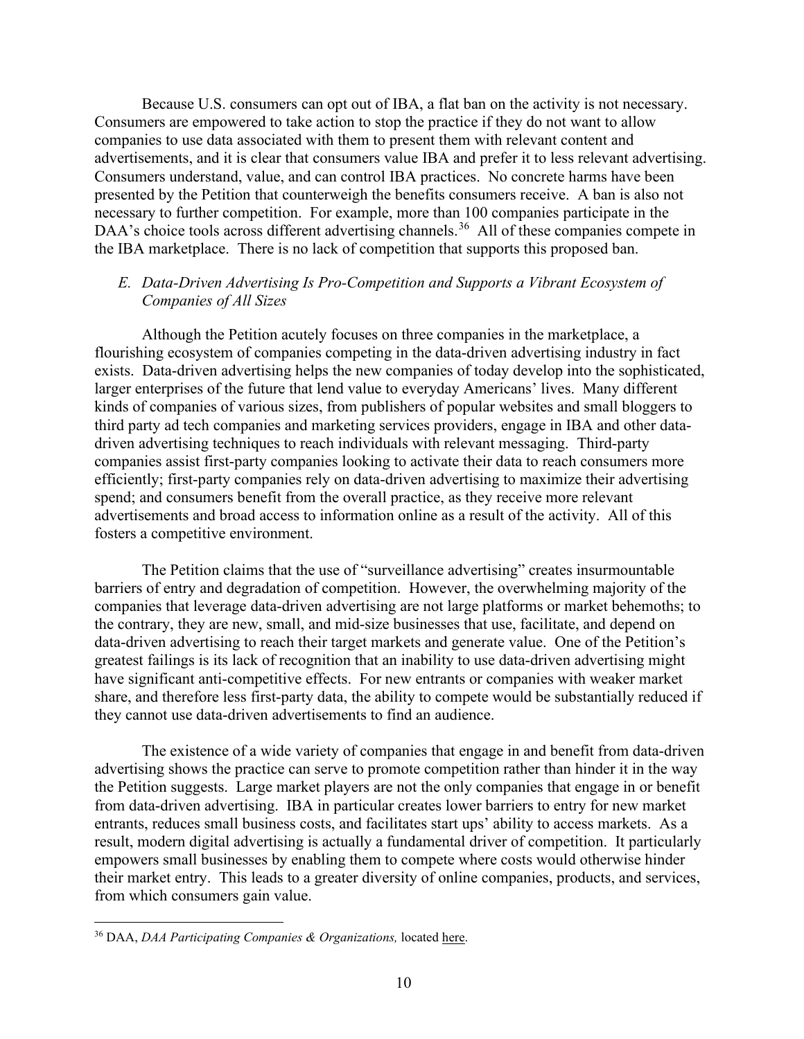Because U.S. consumers can opt out of IBA, a flat ban on the activity is not necessary. Consumers are empowered to take action to stop the practice if they do not want to allow companies to use data associated with them to present them with relevant content and advertisements, and it is clear that consumers value IBA and prefer it to less relevant advertising. Consumers understand, value, and can control IBA practices. No concrete harms have been presented by the Petition that counterweigh the benefits consumers receive. A ban is also not necessary to further competition. For example, more than 100 companies participate in the DAA's choice tools across different advertising channels.[36] All of these companies compete in the IBA marketplace. There is no lack of competition that supports this proposed ban.

### *E. Data-Driven Advertising Is Pro-Competition and Supports a Vibrant Ecosystem of Companies of All Sizes*

Although the Petition acutely focuses on three companies in the marketplace, a flourishing ecosystem of companies competing in the data-driven advertising industry in fact exists. Data-driven advertising helps the new companies of today develop into the sophisticated, larger enterprises of the future that lend value to everyday Americans' lives. Many different kinds of companies of various sizes, from publishers of popular websites and small bloggers to third party ad tech companies and marketing services providers, engage in IBA and other data-driven advertising techniques to reach individuals with relevant messaging. Third-party companies assist first-party companies looking to activate their data to reach consumers more efficiently; first-party companies rely on data-driven advertising to maximize their advertising spend; and consumers benefit from the overall practice, as they receive more relevant advertisements and broad access to information online as a result of the activity. All of this fosters a competitive environment.

The Petition claims that the use of "surveillance advertising" creates insurmountable barriers of entry and degradation of competition. However, the overwhelming majority of the companies that leverage data-driven advertising are not large platforms or market behemoths; to the contrary, they are new, small, and mid-size businesses that use, facilitate, and depend on data-driven advertising to reach their target markets and generate value. One of the Petition's greatest failings is its lack of recognition that an inability to use data-driven advertising might have significant anti-competitive effects. For new entrants or companies with weaker market share, and therefore less first-party data, the ability to compete would be substantially reduced if they cannot use data-driven advertisements to find an audience.

The existence of a wide variety of companies that engage in and benefit from data-driven advertising shows the practice can serve to promote competition rather than hinder it in the way the Petition suggests. Large market players are not the only companies that engage in or benefit from data-driven advertising. IBA in particular creates lower barriers to entry for new market entrants, reduces small business costs, and facilitates start ups' ability to access markets. As a result, modern digital advertising is actually a fundamental driver of competition. It particularly empowers small businesses by enabling them to compete where costs would otherwise hinder their market entry. This leads to a greater diversity of online companies, products, and services, from which consumers gain value.

---

[36] DAA, *DAA Participating Companies & Organizations,* located here.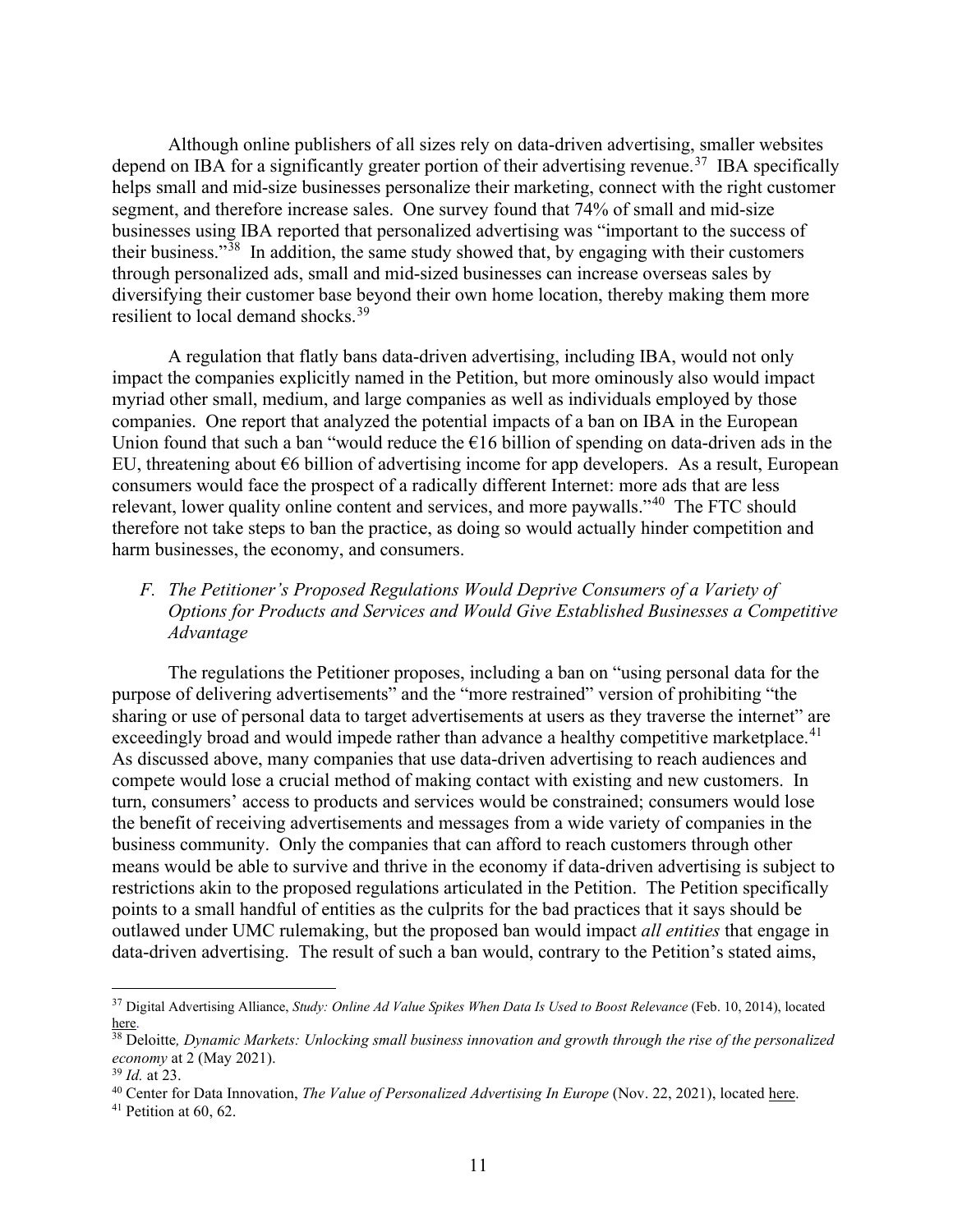Although online publishers of all sizes rely on data-driven advertising, smaller websites depend on IBA for a significantly greater portion of their advertising revenue.[37] IBA specifically helps small and mid-size businesses personalize their marketing, connect with the right customer segment, and therefore increase sales. One survey found that 74% of small and mid-size businesses using IBA reported that personalized advertising was "important to the success of their business."[38] In addition, the same study showed that, by engaging with their customers through personalized ads, small and mid-sized businesses can increase overseas sales by diversifying their customer base beyond their own home location, thereby making them more resilient to local demand shocks.[39]

A regulation that flatly bans data-driven advertising, including IBA, would not only impact the companies explicitly named in the Petition, but more ominously also would impact myriad other small, medium, and large companies as well as individuals employed by those companies. One report that analyzed the potential impacts of a ban on IBA in the European Union found that such a ban "would reduce the €16 billion of spending on data-driven ads in the EU, threatening about €6 billion of advertising income for app developers. As a result, European consumers would face the prospect of a radically different Internet: more ads that are less relevant, lower quality online content and services, and more paywalls."[40] The FTC should therefore not take steps to ban the practice, as doing so would actually hinder competition and harm businesses, the economy, and consumers.

### *F. The Petitioner's Proposed Regulations Would Deprive Consumers of a Variety of Options for Products and Services and Would Give Established Businesses a Competitive Advantage*

The regulations the Petitioner proposes, including a ban on "using personal data for the purpose of delivering advertisements" and the "more restrained" version of prohibiting "the sharing or use of personal data to target advertisements at users as they traverse the internet" are exceedingly broad and would impede rather than advance a healthy competitive marketplace.[41] As discussed above, many companies that use data-driven advertising to reach audiences and compete would lose a crucial method of making contact with existing and new customers. In turn, consumers' access to products and services would be constrained; consumers would lose the benefit of receiving advertisements and messages from a wide variety of companies in the business community. Only the companies that can afford to reach customers through other means would be able to survive and thrive in the economy if data-driven advertising is subject to restrictions akin to the proposed regulations articulated in the Petition. The Petition specifically points to a small handful of entities as the culprits for the bad practices that it says should be outlawed under UMC rulemaking, but the proposed ban would impact *all entities* that engage in data-driven advertising. The result of such a ban would, contrary to the Petition's stated aims,

---

[37] Digital Advertising Alliance, *Study: Online Ad Value Spikes When Data Is Used to Boost Relevance* (Feb. 10, 2014), located here.

[38] Deloitte, *Dynamic Markets: Unlocking small business innovation and growth through the rise of the personalized economy* at 2 (May 2021).

[39] *Id.* at 23.

[40] Center for Data Innovation, *The Value of Personalized Advertising In Europe* (Nov. 22, 2021), located here.

[41] Petition at 60, 62.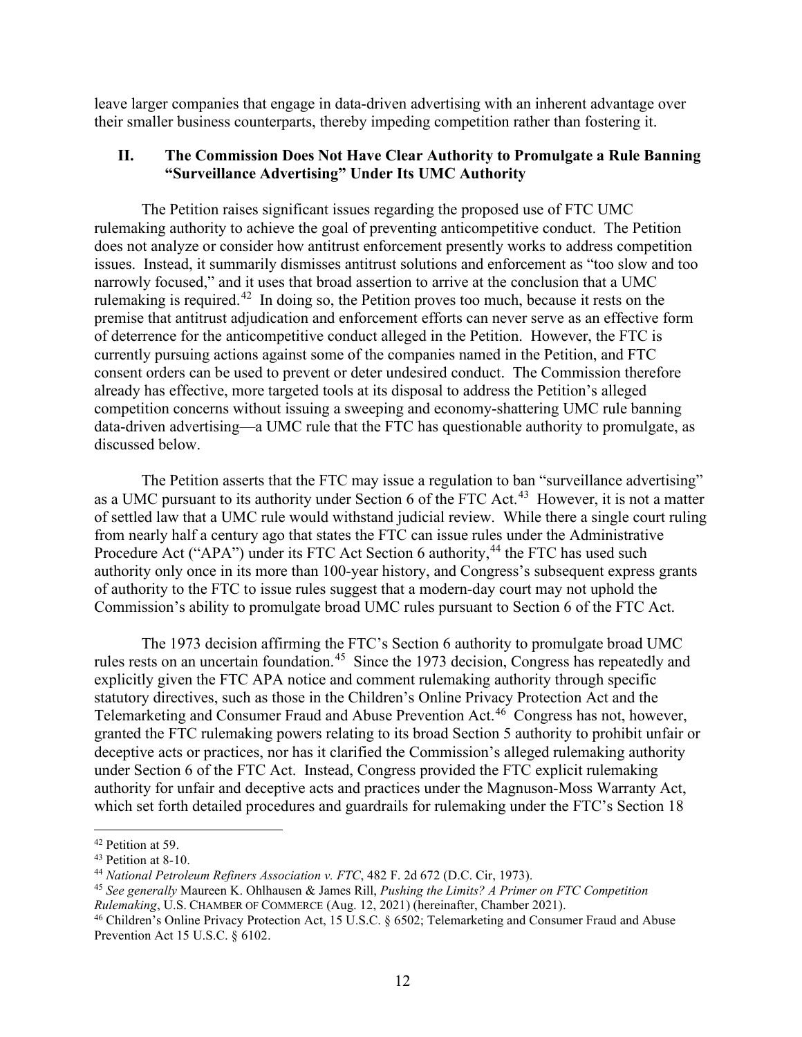leave larger companies that engage in data-driven advertising with an inherent advantage over their smaller business counterparts, thereby impeding competition rather than fostering it.

## II. The Commission Does Not Have Clear Authority to Promulgate a Rule Banning "Surveillance Advertising" Under Its UMC Authority

The Petition raises significant issues regarding the proposed use of FTC UMC rulemaking authority to achieve the goal of preventing anticompetitive conduct. The Petition does not analyze or consider how antitrust enforcement presently works to address competition issues. Instead, it summarily dismisses antitrust solutions and enforcement as "too slow and too narrowly focused," and it uses that broad assertion to arrive at the conclusion that a UMC rulemaking is required.[42] In doing so, the Petition proves too much, because it rests on the premise that antitrust adjudication and enforcement efforts can never serve as an effective form of deterrence for the anticompetitive conduct alleged in the Petition. However, the FTC is currently pursuing actions against some of the companies named in the Petition, and FTC consent orders can be used to prevent or deter undesired conduct. The Commission therefore already has effective, more targeted tools at its disposal to address the Petition's alleged competition concerns without issuing a sweeping and economy-shattering UMC rule banning data-driven advertising—a UMC rule that the FTC has questionable authority to promulgate, as discussed below.

The Petition asserts that the FTC may issue a regulation to ban "surveillance advertising" as a UMC pursuant to its authority under Section 6 of the FTC Act.[43] However, it is not a matter of settled law that a UMC rule would withstand judicial review. While there a single court ruling from nearly half a century ago that states the FTC can issue rules under the Administrative Procedure Act ("APA") under its FTC Act Section 6 authority,[44] the FTC has used such authority only once in its more than 100-year history, and Congress's subsequent express grants of authority to the FTC to issue rules suggest that a modern-day court may not uphold the Commission's ability to promulgate broad UMC rules pursuant to Section 6 of the FTC Act.

The 1973 decision affirming the FTC's Section 6 authority to promulgate broad UMC rules rests on an uncertain foundation.[45] Since the 1973 decision, Congress has repeatedly and explicitly given the FTC APA notice and comment rulemaking authority through specific statutory directives, such as those in the Children's Online Privacy Protection Act and the Telemarketing and Consumer Fraud and Abuse Prevention Act.[46] Congress has not, however, granted the FTC rulemaking powers relating to its broad Section 5 authority to prohibit unfair or deceptive acts or practices, nor has it clarified the Commission's alleged rulemaking authority under Section 6 of the FTC Act. Instead, Congress provided the FTC explicit rulemaking authority for unfair and deceptive acts and practices under the Magnuson-Moss Warranty Act, which set forth detailed procedures and guardrails for rulemaking under the FTC's Section 18

---

[42] Petition at 59.

[43] Petition at 8-10.

[44] *National Petroleum Refiners Association v. FTC*, 482 F. 2d 672 (D.C. Cir, 1973).

[45] *See generally* Maureen K. Ohlhausen & James Rill, *Pushing the Limits? A Primer on FTC Competition Rulemaking*, U.S. CHAMBER OF COMMERCE (Aug. 12, 2021) (hereinafter, Chamber 2021).

[46] Children's Online Privacy Protection Act, 15 U.S.C. § 6502; Telemarketing and Consumer Fraud and Abuse Prevention Act 15 U.S.C. § 6102.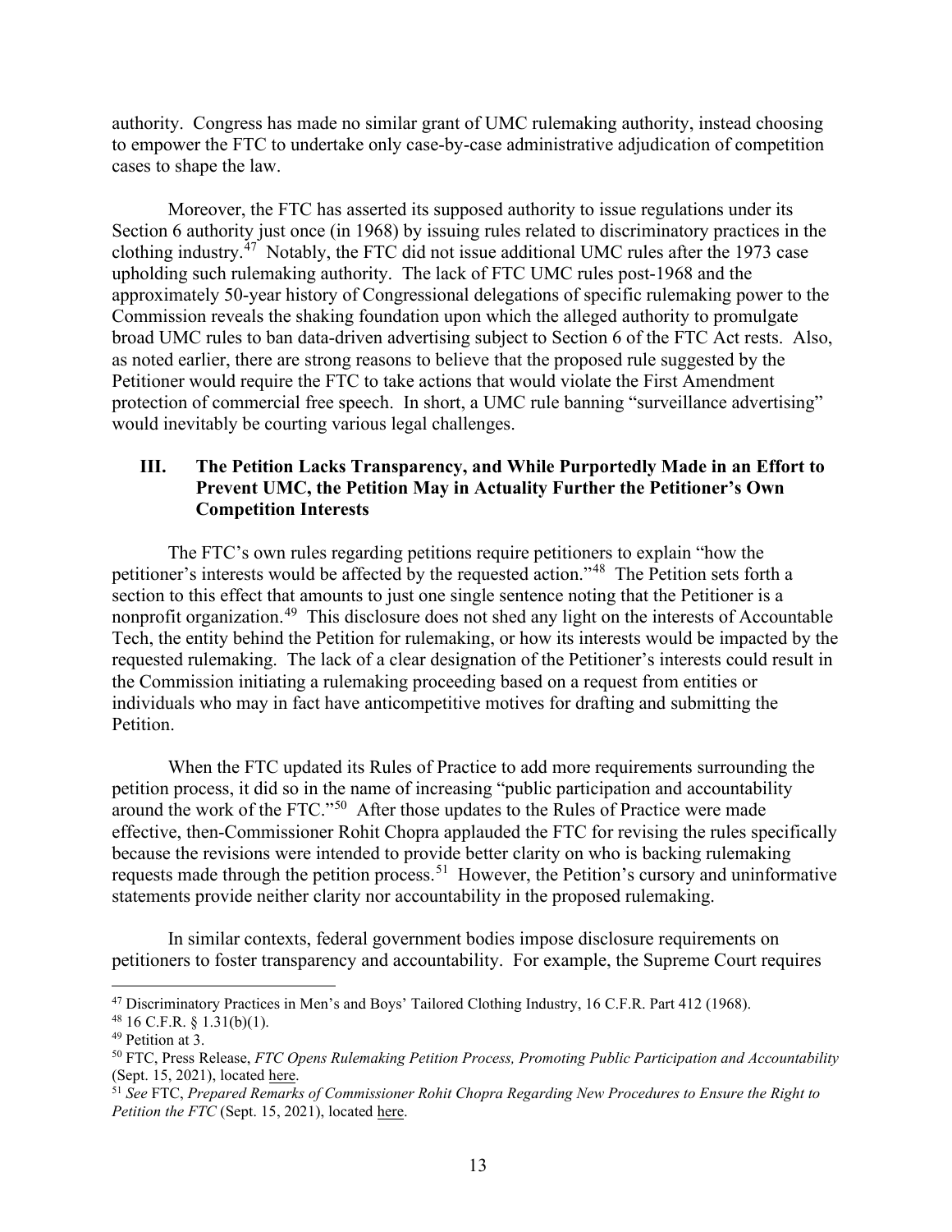authority. Congress has made no similar grant of UMC rulemaking authority, instead choosing to empower the FTC to undertake only case-by-case administrative adjudication of competition cases to shape the law.

Moreover, the FTC has asserted its supposed authority to issue regulations under its Section 6 authority just once (in 1968) by issuing rules related to discriminatory practices in the clothing industry.[47] Notably, the FTC did not issue additional UMC rules after the 1973 case upholding such rulemaking authority. The lack of FTC UMC rules post-1968 and the approximately 50-year history of Congressional delegations of specific rulemaking power to the Commission reveals the shaking foundation upon which the alleged authority to promulgate broad UMC rules to ban data-driven advertising subject to Section 6 of the FTC Act rests. Also, as noted earlier, there are strong reasons to believe that the proposed rule suggested by the Petitioner would require the FTC to take actions that would violate the First Amendment protection of commercial free speech. In short, a UMC rule banning "surveillance advertising" would inevitably be courting various legal challenges.

## III. The Petition Lacks Transparency, and While Purportedly Made in an Effort to Prevent UMC, the Petition May in Actuality Further the Petitioner's Own Competition Interests

The FTC's own rules regarding petitions require petitioners to explain "how the petitioner's interests would be affected by the requested action."[48] The Petition sets forth a section to this effect that amounts to just one single sentence noting that the Petitioner is a nonprofit organization.[49] This disclosure does not shed any light on the interests of Accountable Tech, the entity behind the Petition for rulemaking, or how its interests would be impacted by the requested rulemaking. The lack of a clear designation of the Petitioner's interests could result in the Commission initiating a rulemaking proceeding based on a request from entities or individuals who may in fact have anticompetitive motives for drafting and submitting the Petition.

When the FTC updated its Rules of Practice to add more requirements surrounding the petition process, it did so in the name of increasing "public participation and accountability around the work of the FTC."[50] After those updates to the Rules of Practice were made effective, then-Commissioner Rohit Chopra applauded the FTC for revising the rules specifically because the revisions were intended to provide better clarity on who is backing rulemaking requests made through the petition process.[51] However, the Petition's cursory and uninformative statements provide neither clarity nor accountability in the proposed rulemaking.

In similar contexts, federal government bodies impose disclosure requirements on petitioners to foster transparency and accountability. For example, the Supreme Court requires

---

[47] Discriminatory Practices in Men's and Boys' Tailored Clothing Industry, 16 C.F.R. Part 412 (1968).

[48] 16 C.F.R. § 1.31(b)(1).

[49] Petition at 3.

[50] FTC, Press Release, *FTC Opens Rulemaking Petition Process, Promoting Public Participation and Accountability* (Sept. 15, 2021), located here.

[51] *See* FTC, *Prepared Remarks of Commissioner Rohit Chopra Regarding New Procedures to Ensure the Right to Petition the FTC* (Sept. 15, 2021), located here.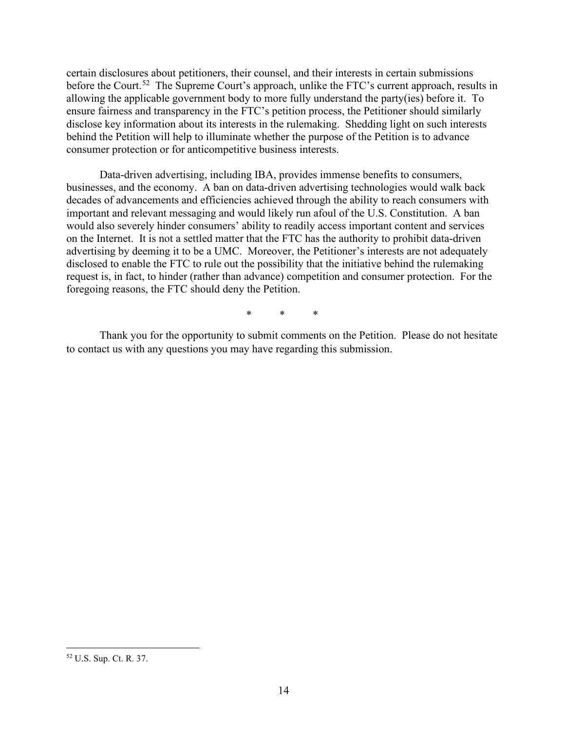certain disclosures about petitioners, their counsel, and their interests in certain submissions before the Court.[52] The Supreme Court's approach, unlike the FTC's current approach, results in allowing the applicable government body to more fully understand the party(ies) before it. To ensure fairness and transparency in the FTC's petition process, the Petitioner should similarly disclose key information about its interests in the rulemaking. Shedding light on such interests behind the Petition will help to illuminate whether the purpose of the Petition is to advance consumer protection or for anticompetitive business interests.

Data-driven advertising, including IBA, provides immense benefits to consumers, businesses, and the economy. A ban on data-driven advertising technologies would walk back decades of advancements and efficiencies achieved through the ability to reach consumers with important and relevant messaging and would likely run afoul of the U.S. Constitution. A ban would also severely hinder consumers' ability to readily access important content and services on the Internet. It is not a settled matter that the FTC has the authority to prohibit data-driven advertising by deeming it to be a UMC. Moreover, the Petitioner's interests are not adequately disclosed to enable the FTC to rule out the possibility that the initiative behind the rulemaking request is, in fact, to hinder (rather than advance) competition and consumer protection. For the foregoing reasons, the FTC should deny the Petition.

\* \* \*

Thank you for the opportunity to submit comments on the Petition. Please do not hesitate to contact us with any questions you may have regarding this submission.

---

[52] U.S. Sup. Ct. R. 37.